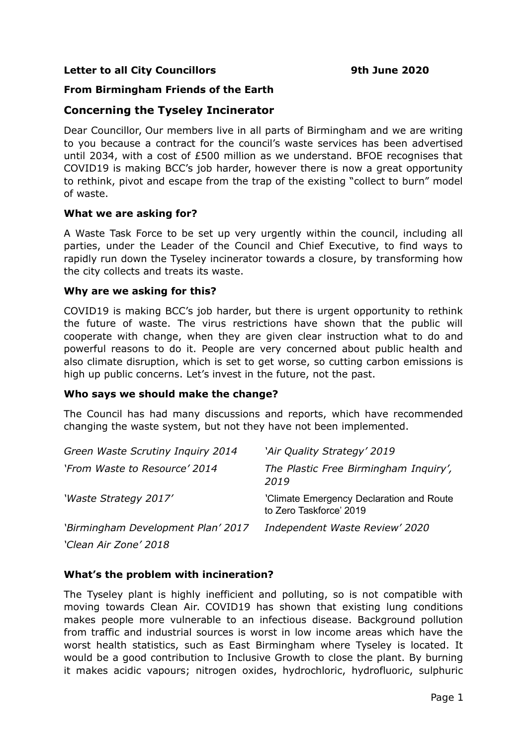**Letter to all City Councillors** **9th June 2020**

**From Birmingham Friends of the Earth**

## Concerning the Tyseley Incinerator

Dear Councillor, Our members live in all parts of Birmingham and we are writing to you because a contract for the council's waste services has been advertised until 2034, with a cost of £500 million as we understand. BFOE recognises that COVID19 is making BCC's job harder, however there is now a great opportunity to rethink, pivot and escape from the trap of the existing "collect to burn" model of waste.

### What we are asking for?

A Waste Task Force to be set up very urgently within the council, including all parties, under the Leader of the Council and Chief Executive, to find ways to rapidly run down the Tyseley incinerator towards a closure, by transforming how the city collects and treats its waste.

### Why are we asking for this?

COVID19 is making BCC's job harder, but there is urgent opportunity to rethink the future of waste. The virus restrictions have shown that the public will cooperate with change, when they are given clear instruction what to do and powerful reasons to do it. People are very concerned about public health and also climate disruption, which is set to get worse, so cutting carbon emissions is high up public concerns. Let's invest in the future, not the past.

### Who says we should make the change?

The Council has had many discussions and reports, which have recommended changing the waste system, but not they have not been implemented.

*Green Waste Scrutiny Inquiry 2014*

*'From Waste to Resource' 2014*

*'Waste Strategy 2017'*

*'Birmingham Development Plan' 2017*

*'Clean Air Zone' 2018*

*'Air Quality Strategy' 2019*

*The Plastic Free Birmingham Inquiry', 2019*

'Climate Emergency Declaration and Route to Zero Taskforce' 2019

*Independent Waste Review' 2020*

### What's the problem with incineration?

The Tyseley plant is highly inefficient and polluting, so is not compatible with moving towards Clean Air. COVID19 has shown that existing lung conditions makes people more vulnerable to an infectious disease. Background pollution from traffic and industrial sources is worst in low income areas which have the worst health statistics, such as East Birmingham where Tyseley is located. It would be a good contribution to Inclusive Growth to close the plant. By burning it makes acidic vapours; nitrogen oxides, hydrochloric, hydrofluoric, sulphuric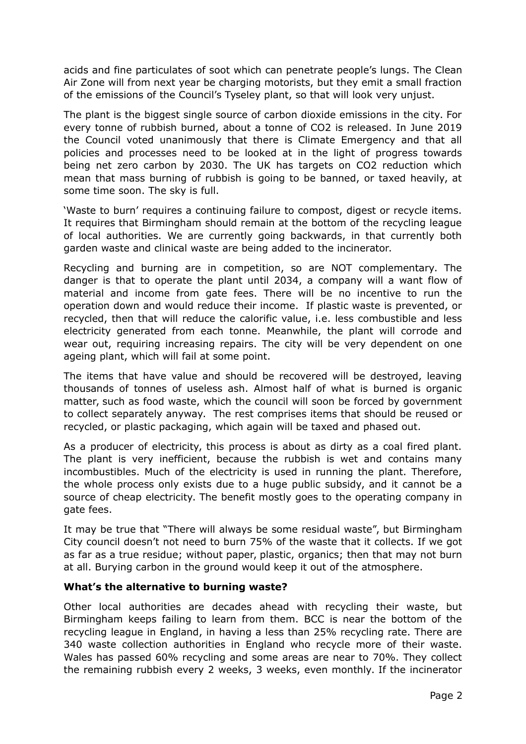acids and fine particulates of soot which can penetrate people's lungs. The Clean Air Zone will from next year be charging motorists, but they emit a small fraction of the emissions of the Council's Tyseley plant, so that will look very unjust.

The plant is the biggest single source of carbon dioxide emissions in the city. For every tonne of rubbish burned, about a tonne of $CO_2$ is released. In June 2019 the Council voted unanimously that there is Climate Emergency and that all policies and processes need to be looked at in the light of progress towards being net zero carbon by 2030. The UK has targets on $CO_2$ reduction which mean that mass burning of rubbish is going to be banned, or taxed heavily, at some time soon. The sky is full.

'Waste to burn' requires a continuing failure to compost, digest or recycle items. It requires that Birmingham should remain at the bottom of the recycling league of local authorities. We are currently going backwards, in that currently both garden waste and clinical waste are being added to the incinerator.

Recycling and burning are in competition, so are NOT complementary. The danger is that to operate the plant until 2034, a company will a want flow of material and income from gate fees. There will be no incentive to run the operation down and would reduce their income. If plastic waste is prevented, or recycled, then that will reduce the calorific value, i.e. less combustible and less electricity generated from each tonne. Meanwhile, the plant will corrode and wear out, requiring increasing repairs. The city will be very dependent on one ageing plant, which will fail at some point.

The items that have value and should be recovered will be destroyed, leaving thousands of tonnes of useless ash. Almost half of what is burned is organic matter, such as food waste, which the council will soon be forced by government to collect separately anyway. The rest comprises items that should be reused or recycled, or plastic packaging, which again will be taxed and phased out.

As a producer of electricity, this process is about as dirty as a coal fired plant. The plant is very inefficient, because the rubbish is wet and contains many incombustibles. Much of the electricity is used in running the plant. Therefore, the whole process only exists due to a huge public subsidy, and it cannot be a source of cheap electricity. The benefit mostly goes to the operating company in gate fees.

It may be true that "There will always be some residual waste", but Birmingham City council doesn't not need to burn 75% of the waste that it collects. If we got as far as a true residue; without paper, plastic, organics; then that may not burn at all. Burying carbon in the ground would keep it out of the atmosphere.

**What's the alternative to burning waste?**

Other local authorities are decades ahead with recycling their waste, but Birmingham keeps failing to learn from them. BCC is near the bottom of the recycling league in England, in having a less than 25% recycling rate. There are 340 waste collection authorities in England who recycle more of their waste. Wales has passed 60% recycling and some areas are near to 70%. They collect the remaining rubbish every 2 weeks, 3 weeks, even monthly. If the incinerator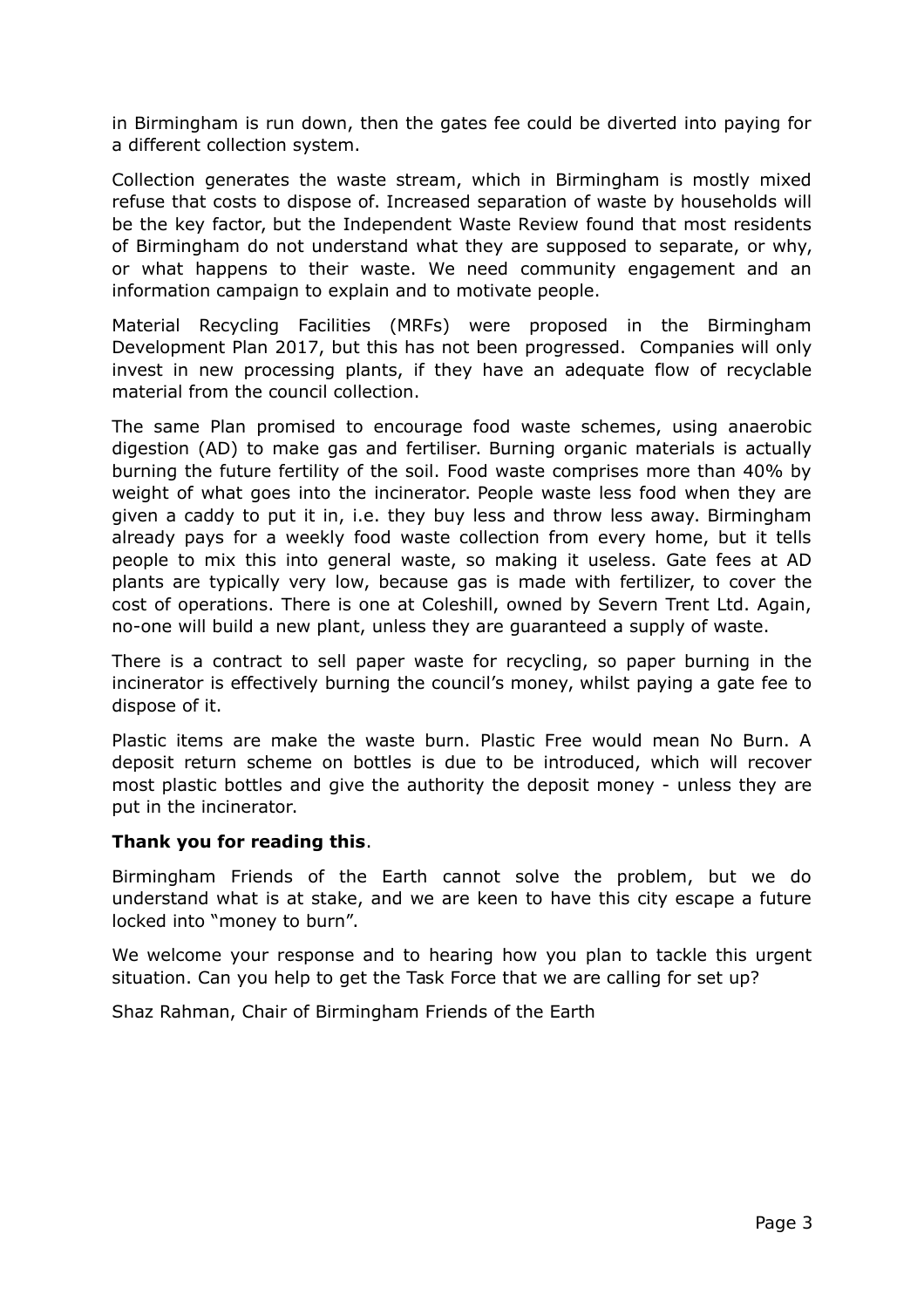in Birmingham is run down, then the gates fee could be diverted into paying for a different collection system.

Collection generates the waste stream, which in Birmingham is mostly mixed refuse that costs to dispose of. Increased separation of waste by households will be the key factor, but the Independent Waste Review found that most residents of Birmingham do not understand what they are supposed to separate, or why, or what happens to their waste. We need community engagement and an information campaign to explain and to motivate people.

Material Recycling Facilities (MRFs) were proposed in the Birmingham Development Plan 2017, but this has not been progressed. Companies will only invest in new processing plants, if they have an adequate flow of recyclable material from the council collection.

The same Plan promised to encourage food waste schemes, using anaerobic digestion (AD) to make gas and fertiliser. Burning organic materials is actually burning the future fertility of the soil. Food waste comprises more than 40% by weight of what goes into the incinerator. People waste less food when they are given a caddy to put it in, i.e. they buy less and throw less away. Birmingham already pays for a weekly food waste collection from every home, but it tells people to mix this into general waste, so making it useless. Gate fees at AD plants are typically very low, because gas is made with fertilizer, to cover the cost of operations. There is one at Coleshill, owned by Severn Trent Ltd. Again, no-one will build a new plant, unless they are guaranteed a supply of waste.

There is a contract to sell paper waste for recycling, so paper burning in the incinerator is effectively burning the council's money, whilst paying a gate fee to dispose of it.

Plastic items are make the waste burn. Plastic Free would mean No Burn. A deposit return scheme on bottles is due to be introduced, which will recover most plastic bottles and give the authority the deposit money - unless they are put in the incinerator.

**Thank you for reading this**.

Birmingham Friends of the Earth cannot solve the problem, but we do understand what is at stake, and we are keen to have this city escape a future locked into "money to burn".

We welcome your response and to hearing how you plan to tackle this urgent situation. Can you help to get the Task Force that we are calling for set up?

Shaz Rahman, Chair of Birmingham Friends of the Earth